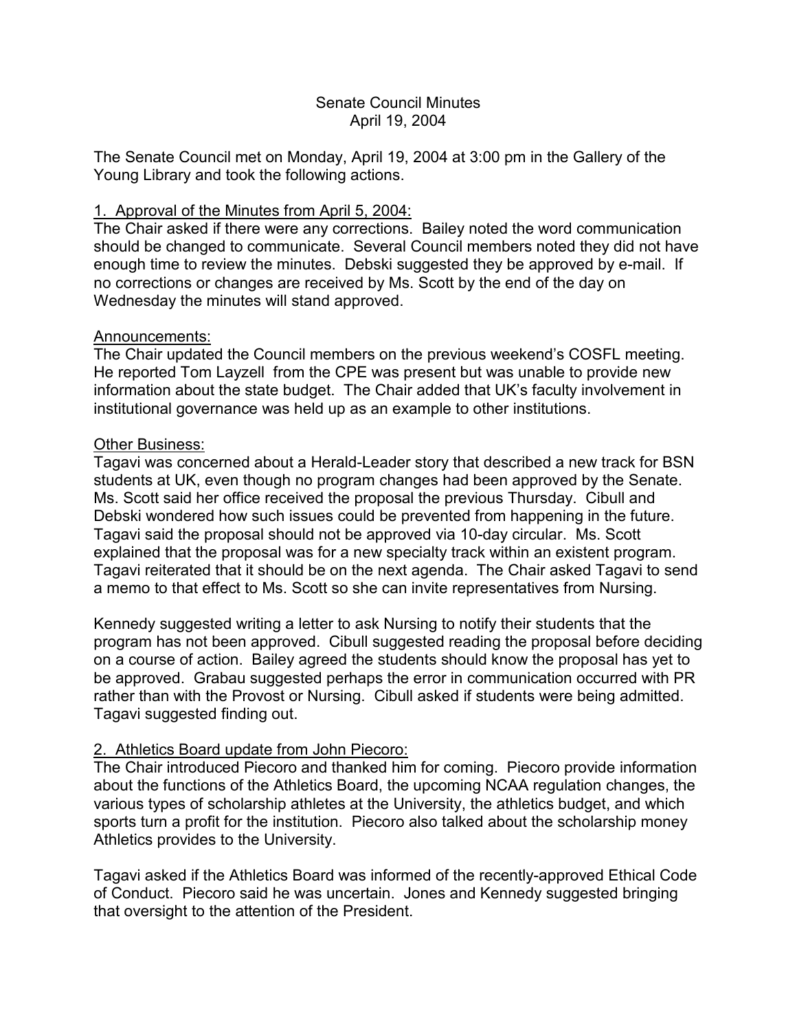# Senate Council Minutes
## April 19, 2004

The Senate Council met on Monday, April 19, 2004 at 3:00 pm in the Gallery of the Young Library and took the following actions.

### 1. Approval of the Minutes from April 5, 2004:

The Chair asked if there were any corrections. Bailey noted the word communication should be changed to communicate. Several Council members noted they did not have enough time to review the minutes. Debski suggested they be approved by e-mail. If no corrections or changes are received by Ms. Scott by the end of the day on Wednesday the minutes will stand approved.

### Announcements:

The Chair updated the Council members on the previous weekend's COSFL meeting. He reported Tom Layzell from the CPE was present but was unable to provide new information about the state budget. The Chair added that UK's faculty involvement in institutional governance was held up as an example to other institutions.

### Other Business:

Tagavi was concerned about a Herald-Leader story that described a new track for BSN students at UK, even though no program changes had been approved by the Senate. Ms. Scott said her office received the proposal the previous Thursday. Cibull and Debski wondered how such issues could be prevented from happening in the future. Tagavi said the proposal should not be approved via 10-day circular. Ms. Scott explained that the proposal was for a new specialty track within an existent program. Tagavi reiterated that it should be on the next agenda. The Chair asked Tagavi to send a memo to that effect to Ms. Scott so she can invite representatives from Nursing.

Kennedy suggested writing a letter to ask Nursing to notify their students that the program has not been approved. Cibull suggested reading the proposal before deciding on a course of action. Bailey agreed the students should know the proposal has yet to be approved. Grabau suggested perhaps the error in communication occurred with PR rather than with the Provost or Nursing. Cibull asked if students were being admitted. Tagavi suggested finding out.

### 2. Athletics Board update from John Piecoro:

The Chair introduced Piecoro and thanked him for coming. Piecoro provide information about the functions of the Athletics Board, the upcoming NCAA regulation changes, the various types of scholarship athletes at the University, the athletics budget, and which sports turn a profit for the institution. Piecoro also talked about the scholarship money Athletics provides to the University.

Tagavi asked if the Athletics Board was informed of the recently-approved Ethical Code of Conduct. Piecoro said he was uncertain. Jones and Kennedy suggested bringing that oversight to the attention of the President.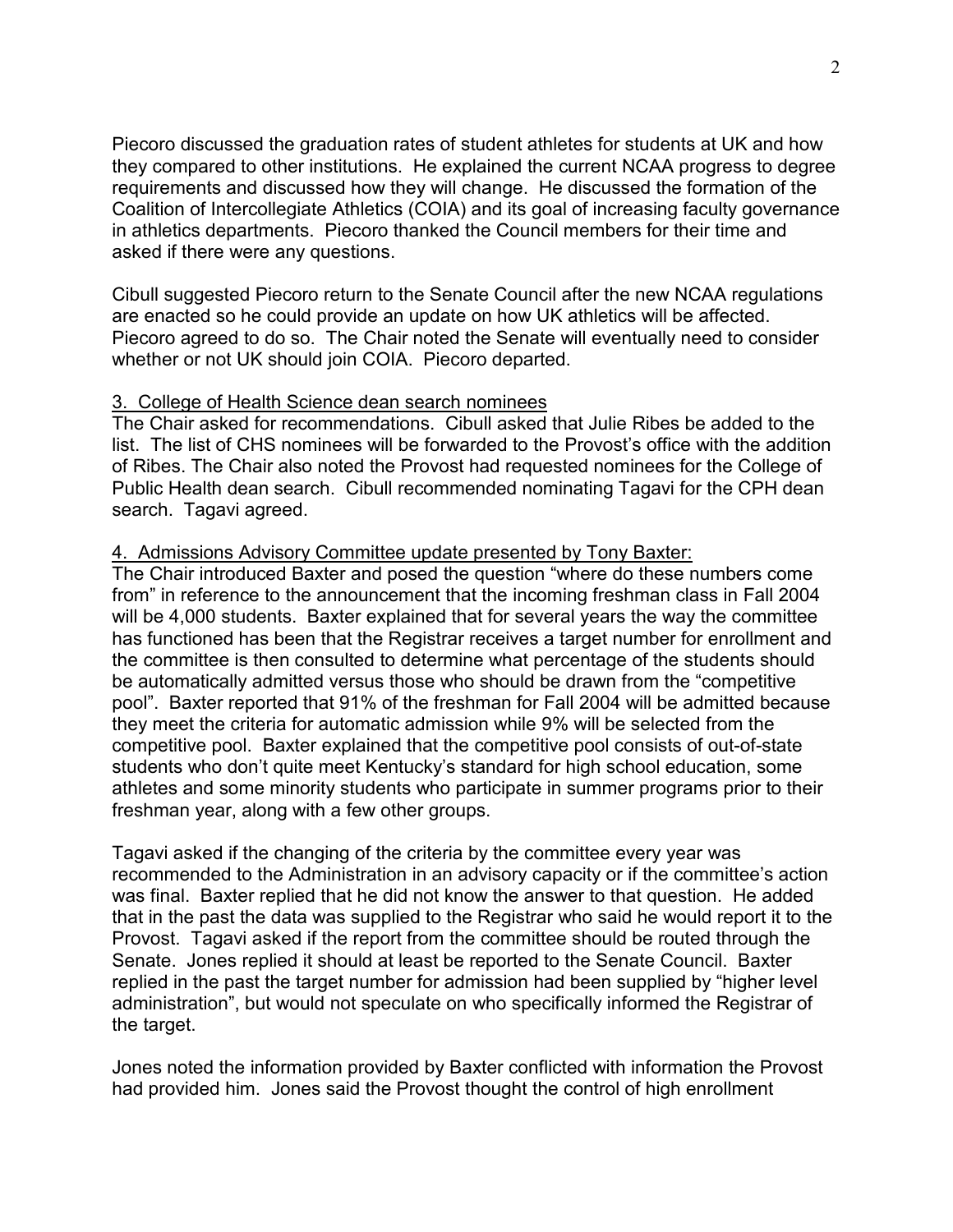Piecoro discussed the graduation rates of student athletes for students at UK and how they compared to other institutions. He explained the current NCAA progress to degree requirements and discussed how they will change. He discussed the formation of the Coalition of Intercollegiate Athletics (COIA) and its goal of increasing faculty governance in athletics departments. Piecoro thanked the Council members for their time and asked if there were any questions.

Cibull suggested Piecoro return to the Senate Council after the new NCAA regulations are enacted so he could provide an update on how UK athletics will be affected. Piecoro agreed to do so. The Chair noted the Senate will eventually need to consider whether or not UK should join COIA. Piecoro departed.

3. College of Health Science dean search nominees

The Chair asked for recommendations. Cibull asked that Julie Ribes be added to the list. The list of CHS nominees will be forwarded to the Provost's office with the addition of Ribes. The Chair also noted the Provost had requested nominees for the College of Public Health dean search. Cibull recommended nominating Tagavi for the CPH dean search. Tagavi agreed.

4. Admissions Advisory Committee update presented by Tony Baxter:

The Chair introduced Baxter and posed the question "where do these numbers come from" in reference to the announcement that the incoming freshman class in Fall 2004 will be 4,000 students. Baxter explained that for several years the way the committee has functioned has been that the Registrar receives a target number for enrollment and the committee is then consulted to determine what percentage of the students should be automatically admitted versus those who should be drawn from the "competitive pool". Baxter reported that 91% of the freshman for Fall 2004 will be admitted because they meet the criteria for automatic admission while 9% will be selected from the competitive pool. Baxter explained that the competitive pool consists of out-of-state students who don't quite meet Kentucky's standard for high school education, some athletes and some minority students who participate in summer programs prior to their freshman year, along with a few other groups.

Tagavi asked if the changing of the criteria by the committee every year was recommended to the Administration in an advisory capacity or if the committee's action was final. Baxter replied that he did not know the answer to that question. He added that in the past the data was supplied to the Registrar who said he would report it to the Provost. Tagavi asked if the report from the committee should be routed through the Senate. Jones replied it should at least be reported to the Senate Council. Baxter replied in the past the target number for admission had been supplied by "higher level administration", but would not speculate on who specifically informed the Registrar of the target.

Jones noted the information provided by Baxter conflicted with information the Provost had provided him. Jones said the Provost thought the control of high enrollment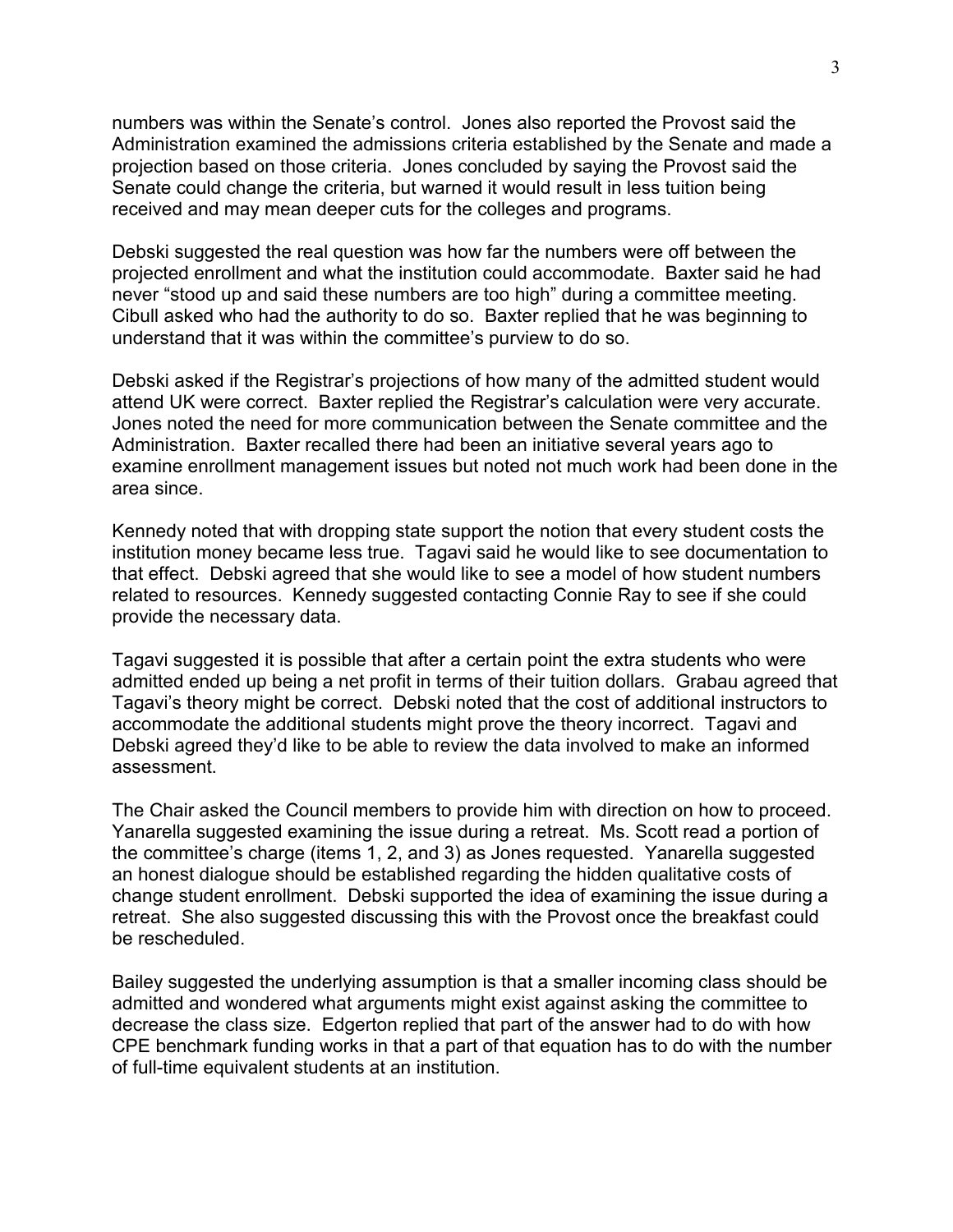numbers was within the Senate's control. Jones also reported the Provost said the Administration examined the admissions criteria established by the Senate and made a projection based on those criteria. Jones concluded by saying the Provost said the Senate could change the criteria, but warned it would result in less tuition being received and may mean deeper cuts for the colleges and programs.

Debski suggested the real question was how far the numbers were off between the projected enrollment and what the institution could accommodate. Baxter said he had never "stood up and said these numbers are too high" during a committee meeting. Cibull asked who had the authority to do so. Baxter replied that he was beginning to understand that it was within the committee's purview to do so.

Debski asked if the Registrar's projections of how many of the admitted student would attend UK were correct. Baxter replied the Registrar's calculation were very accurate. Jones noted the need for more communication between the Senate committee and the Administration. Baxter recalled there had been an initiative several years ago to examine enrollment management issues but noted not much work had been done in the area since.

Kennedy noted that with dropping state support the notion that every student costs the institution money became less true. Tagavi said he would like to see documentation to that effect. Debski agreed that she would like to see a model of how student numbers related to resources. Kennedy suggested contacting Connie Ray to see if she could provide the necessary data.

Tagavi suggested it is possible that after a certain point the extra students who were admitted ended up being a net profit in terms of their tuition dollars. Grabau agreed that Tagavi's theory might be correct. Debski noted that the cost of additional instructors to accommodate the additional students might prove the theory incorrect. Tagavi and Debski agreed they'd like to be able to review the data involved to make an informed assessment.

The Chair asked the Council members to provide him with direction on how to proceed. Yanarella suggested examining the issue during a retreat. Ms. Scott read a portion of the committee's charge (items 1, 2, and 3) as Jones requested. Yanarella suggested an honest dialogue should be established regarding the hidden qualitative costs of change student enrollment. Debski supported the idea of examining the issue during a retreat. She also suggested discussing this with the Provost once the breakfast could be rescheduled.

Bailey suggested the underlying assumption is that a smaller incoming class should be admitted and wondered what arguments might exist against asking the committee to decrease the class size. Edgerton replied that part of the answer had to do with how CPE benchmark funding works in that a part of that equation has to do with the number of full-time equivalent students at an institution.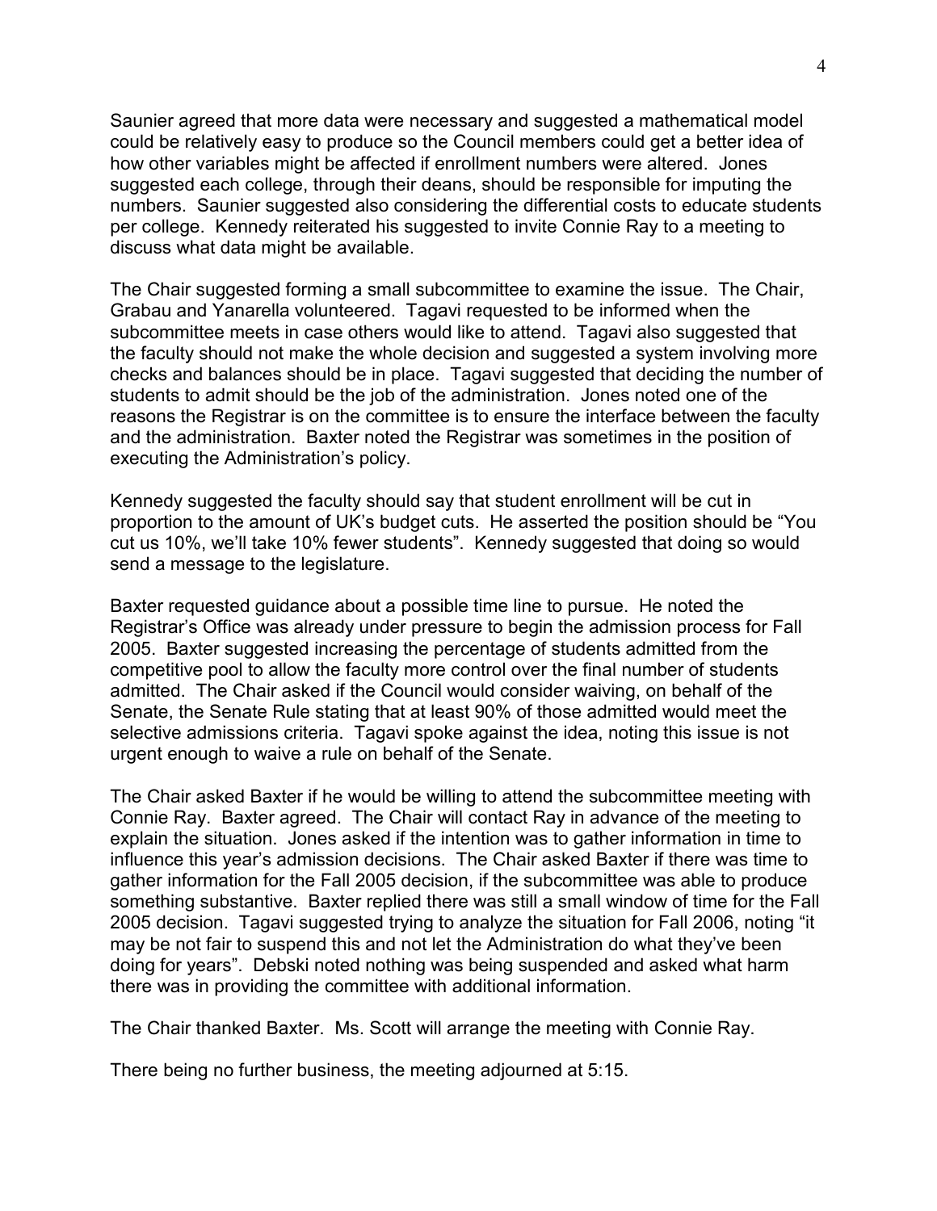Saunier agreed that more data were necessary and suggested a mathematical model could be relatively easy to produce so the Council members could get a better idea of how other variables might be affected if enrollment numbers were altered. Jones suggested each college, through their deans, should be responsible for imputing the numbers. Saunier suggested also considering the differential costs to educate students per college. Kennedy reiterated his suggested to invite Connie Ray to a meeting to discuss what data might be available.

The Chair suggested forming a small subcommittee to examine the issue. The Chair, Grabau and Yanarella volunteered. Tagavi requested to be informed when the subcommittee meets in case others would like to attend. Tagavi also suggested that the faculty should not make the whole decision and suggested a system involving more checks and balances should be in place. Tagavi suggested that deciding the number of students to admit should be the job of the administration. Jones noted one of the reasons the Registrar is on the committee is to ensure the interface between the faculty and the administration. Baxter noted the Registrar was sometimes in the position of executing the Administration's policy.

Kennedy suggested the faculty should say that student enrollment will be cut in proportion to the amount of UK's budget cuts. He asserted the position should be "You cut us 10%, we'll take 10% fewer students". Kennedy suggested that doing so would send a message to the legislature.

Baxter requested guidance about a possible time line to pursue. He noted the Registrar's Office was already under pressure to begin the admission process for Fall 2005. Baxter suggested increasing the percentage of students admitted from the competitive pool to allow the faculty more control over the final number of students admitted. The Chair asked if the Council would consider waiving, on behalf of the Senate, the Senate Rule stating that at least 90% of those admitted would meet the selective admissions criteria. Tagavi spoke against the idea, noting this issue is not urgent enough to waive a rule on behalf of the Senate.

The Chair asked Baxter if he would be willing to attend the subcommittee meeting with Connie Ray. Baxter agreed. The Chair will contact Ray in advance of the meeting to explain the situation. Jones asked if the intention was to gather information in time to influence this year's admission decisions. The Chair asked Baxter if there was time to gather information for the Fall 2005 decision, if the subcommittee was able to produce something substantive. Baxter replied there was still a small window of time for the Fall 2005 decision. Tagavi suggested trying to analyze the situation for Fall 2006, noting "it may be not fair to suspend this and not let the Administration do what they've been doing for years". Debski noted nothing was being suspended and asked what harm there was in providing the committee with additional information.

The Chair thanked Baxter. Ms. Scott will arrange the meeting with Connie Ray.

There being no further business, the meeting adjourned at 5:15.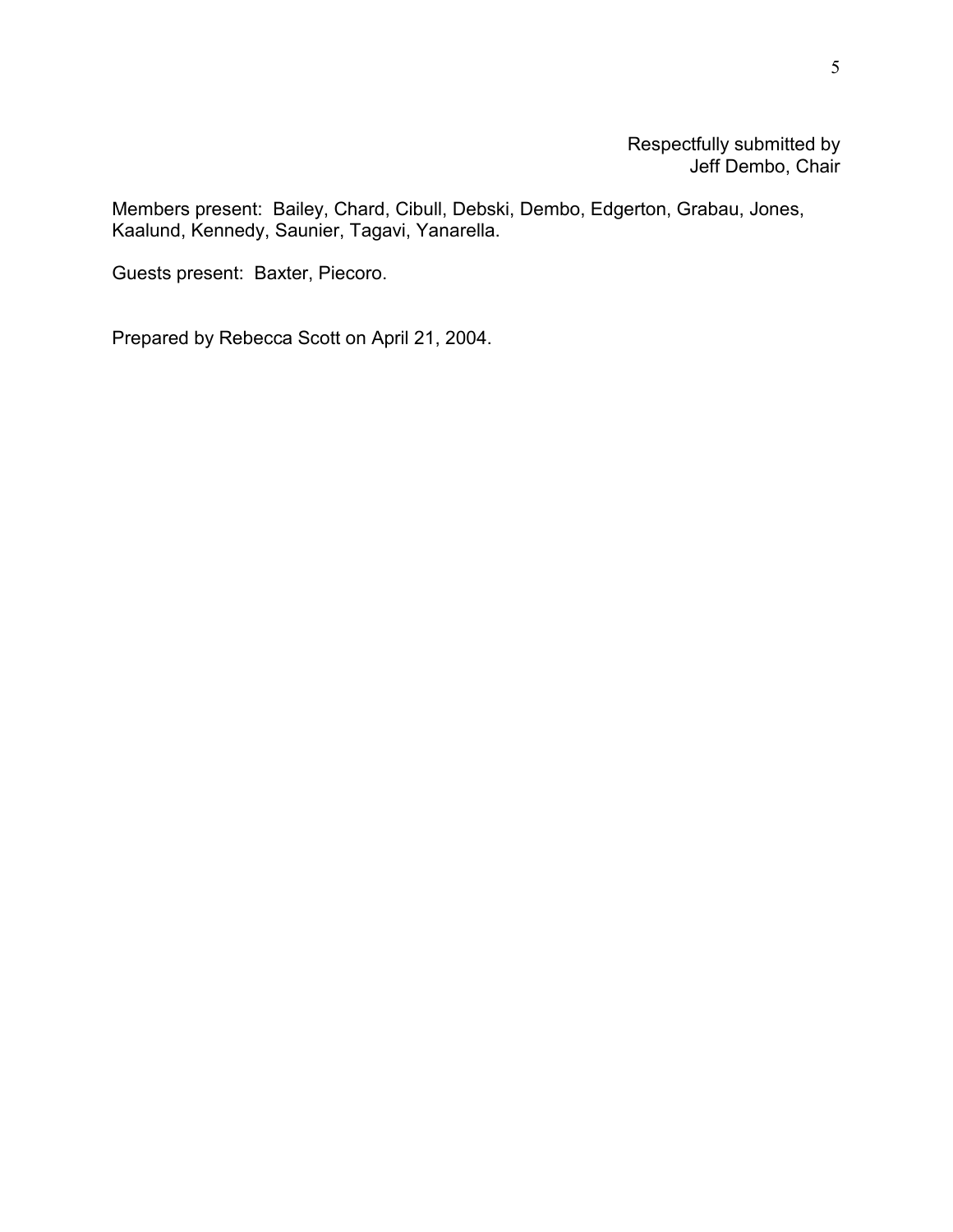Respectfully submitted by
Jeff Dembo, Chair

Members present: Bailey, Chard, Cibull, Debski, Dembo, Edgerton, Grabau, Jones, Kaalund, Kennedy, Saunier, Tagavi, Yanarella.

Guests present: Baxter, Piecoro.

Prepared by Rebecca Scott on April 21, 2004.